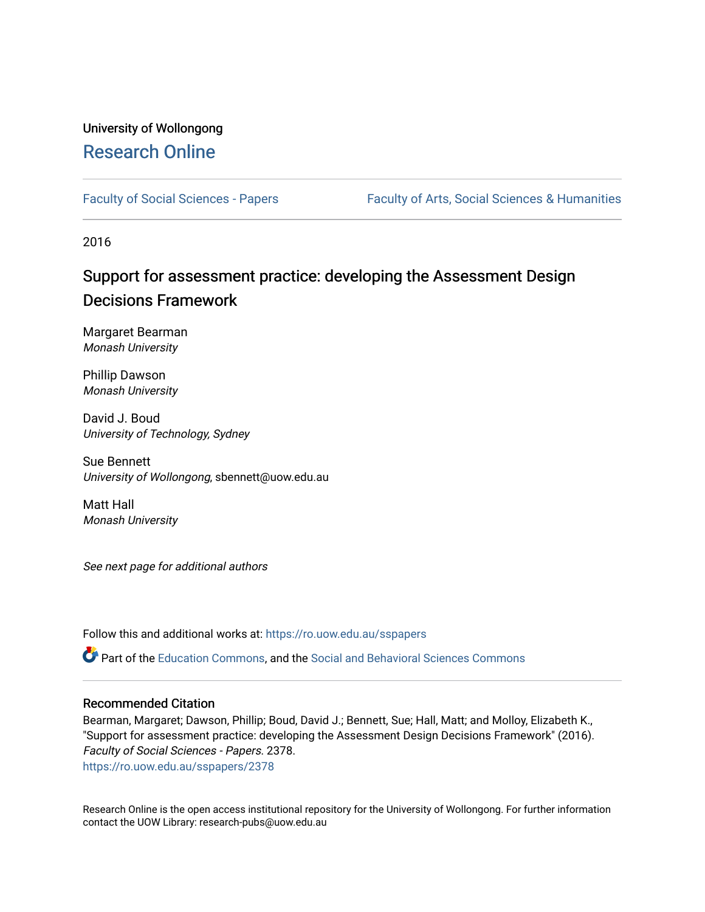University of Wollongong

# Research Online

Faculty of Social Sciences - Papers | Faculty of Arts, Social Sciences & Humanities

2016

## Support for assessment practice: developing the Assessment Design Decisions Framework

Margaret Bearman
*Monash University*

Phillip Dawson
*Monash University*

David J. Boud
*University of Technology, Sydney*

Sue Bennett
*University of Wollongong*, sbennett@uow.edu.au

Matt Hall
*Monash University*

*See next page for additional authors*

Follow this and additional works at: https://ro.uow.edu.au/sspapers

Part of the Education Commons, and the Social and Behavioral Sciences Commons

### Recommended Citation

Bearman, Margaret; Dawson, Phillip; Boud, David J.; Bennett, Sue; Hall, Matt; and Molloy, Elizabeth K., "Support for assessment practice: developing the Assessment Design Decisions Framework" (2016). *Faculty of Social Sciences - Papers*. 2378.
https://ro.uow.edu.au/sspapers/2378

Research Online is the open access institutional repository for the University of Wollongong. For further information contact the UOW Library: research-pubs@uow.edu.au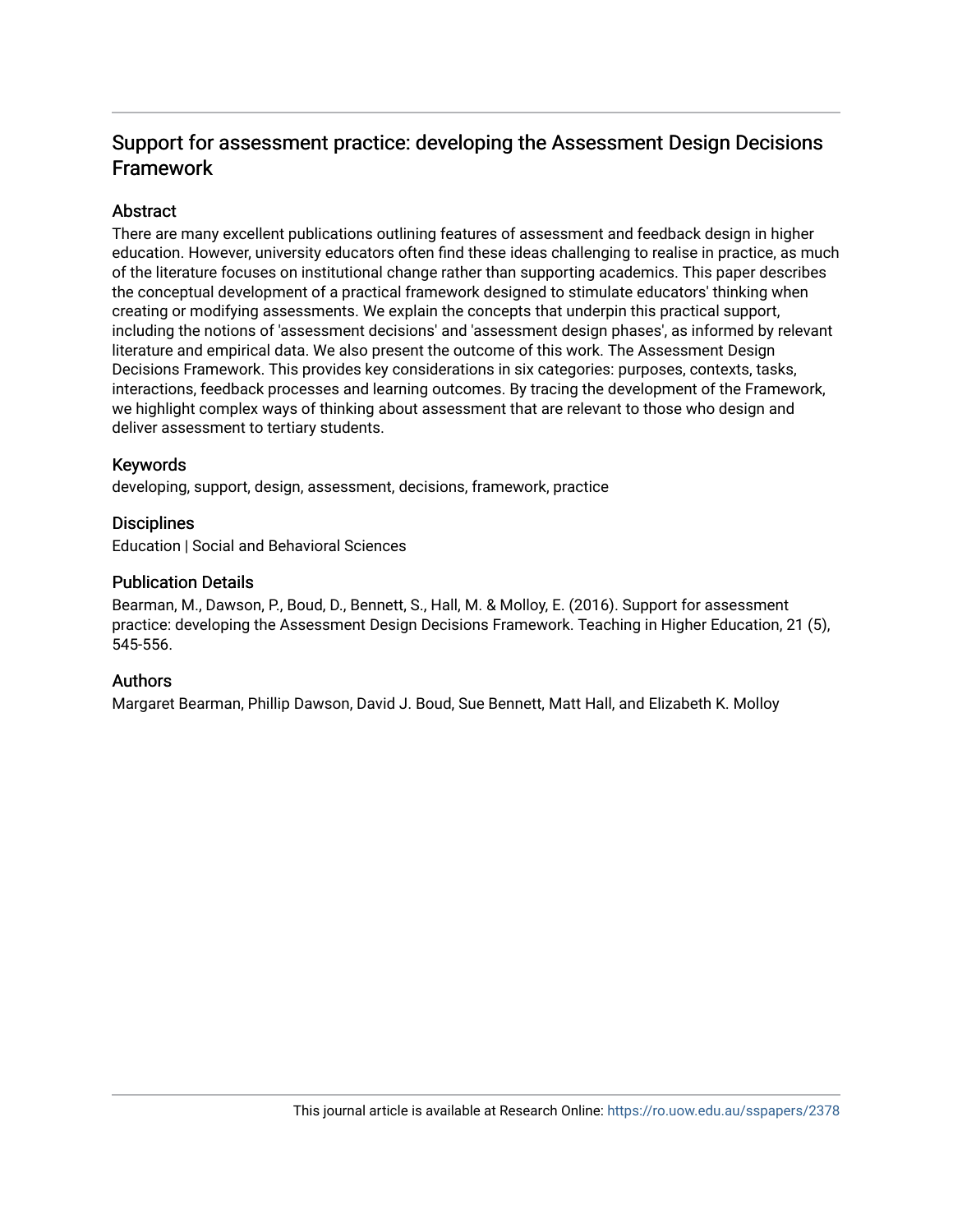# Support for assessment practice: developing the Assessment Design Decisions Framework

## Abstract

There are many excellent publications outlining features of assessment and feedback design in higher education. However, university educators often find these ideas challenging to realise in practice, as much of the literature focuses on institutional change rather than supporting academics. This paper describes the conceptual development of a practical framework designed to stimulate educators' thinking when creating or modifying assessments. We explain the concepts that underpin this practical support, including the notions of 'assessment decisions' and 'assessment design phases', as informed by relevant literature and empirical data. We also present the outcome of this work. The Assessment Design Decisions Framework. This provides key considerations in six categories: purposes, contexts, tasks, interactions, feedback processes and learning outcomes. By tracing the development of the Framework, we highlight complex ways of thinking about assessment that are relevant to those who design and deliver assessment to tertiary students.

## Keywords

developing, support, design, assessment, decisions, framework, practice

## Disciplines

Education | Social and Behavioral Sciences

## Publication Details

Bearman, M., Dawson, P., Boud, D., Bennett, S., Hall, M. & Molloy, E. (2016). Support for assessment practice: developing the Assessment Design Decisions Framework. Teaching in Higher Education, 21 (5), 545-556.

## Authors

Margaret Bearman, Phillip Dawson, David J. Boud, Sue Bennett, Matt Hall, and Elizabeth K. Molloy

This journal article is available at Research Online: https://ro.uow.edu.au/sspapers/2378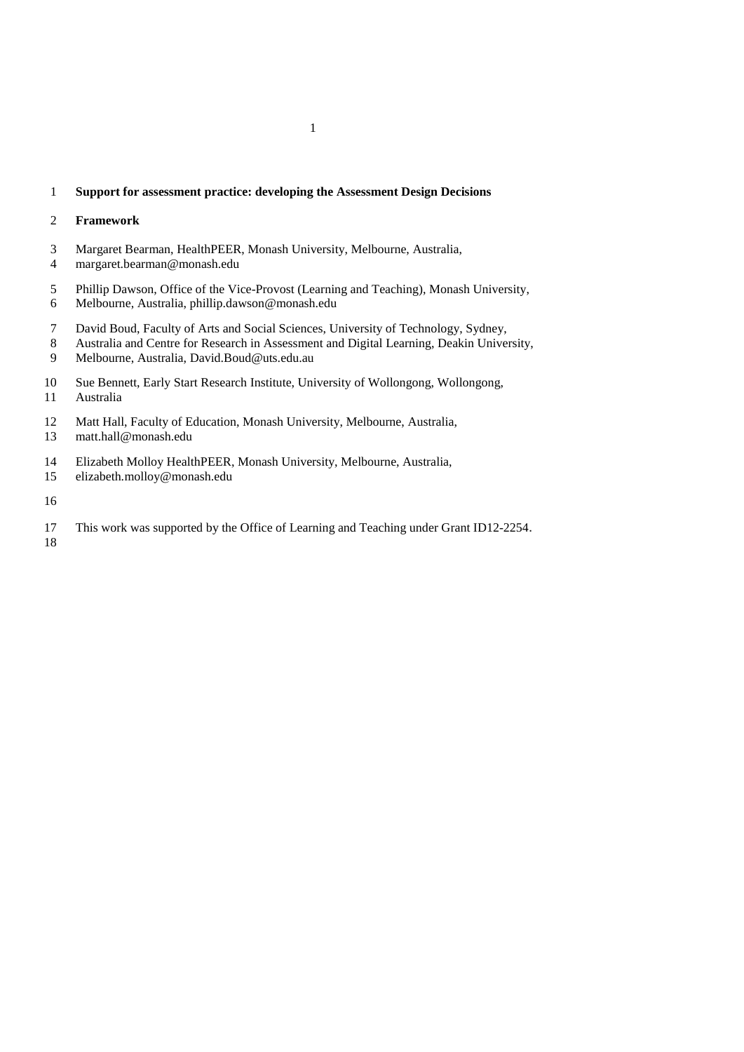# Support for assessment practice: developing the Assessment Design Decisions Framework

Margaret Bearman, HealthPEER, Monash University, Melbourne, Australia, margaret.bearman@monash.edu

Phillip Dawson, Office of the Vice-Provost (Learning and Teaching), Monash University, Melbourne, Australia, phillip.dawson@monash.edu

David Boud, Faculty of Arts and Social Sciences, University of Technology, Sydney, Australia and Centre for Research in Assessment and Digital Learning, Deakin University, Melbourne, Australia, David.Boud@uts.edu.au

Sue Bennett, Early Start Research Institute, University of Wollongong, Wollongong, Australia

Matt Hall, Faculty of Education, Monash University, Melbourne, Australia, matt.hall@monash.edu

Elizabeth Molloy HealthPEER, Monash University, Melbourne, Australia, elizabeth.molloy@monash.edu

This work was supported by the Office of Learning and Teaching under Grant ID12-2254.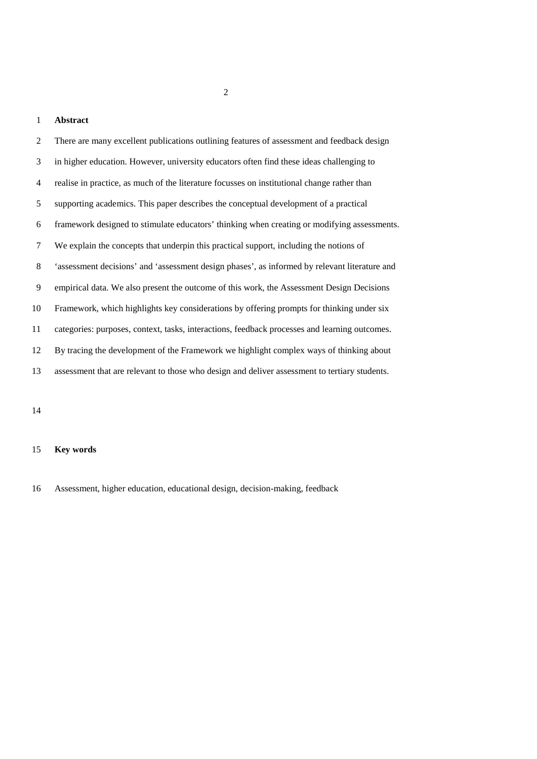## Abstract

There are many excellent publications outlining features of assessment and feedback design in higher education. However, university educators often find these ideas challenging to realise in practice, as much of the literature focusses on institutional change rather than supporting academics. This paper describes the conceptual development of a practical framework designed to stimulate educators' thinking when creating or modifying assessments. We explain the concepts that underpin this practical support, including the notions of 'assessment decisions' and 'assessment design phases', as informed by relevant literature and empirical data. We also present the outcome of this work, the Assessment Design Decisions Framework, which highlights key considerations by offering prompts for thinking under six categories: purposes, context, tasks, interactions, feedback processes and learning outcomes. By tracing the development of the Framework we highlight complex ways of thinking about assessment that are relevant to those who design and deliver assessment to tertiary students.

## Key words

Assessment, higher education, educational design, decision-making, feedback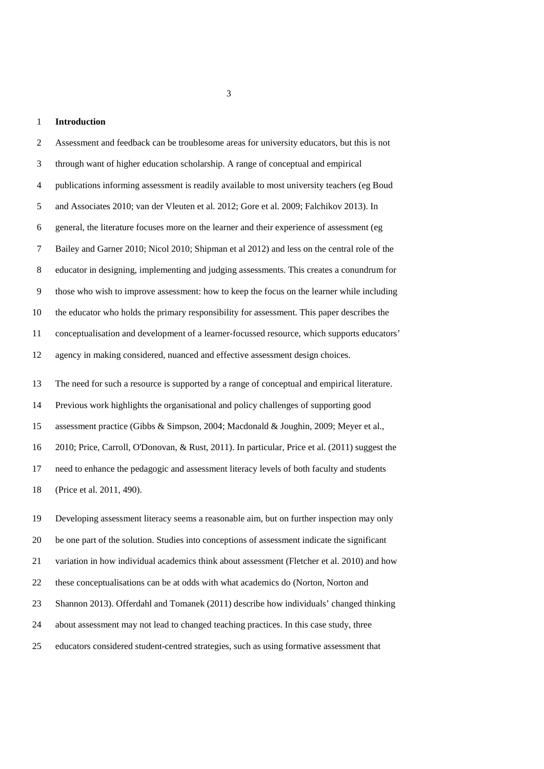# Introduction

Assessment and feedback can be troublesome areas for university educators, but this is not through want of higher education scholarship. A range of conceptual and empirical publications informing assessment is readily available to most university teachers (eg Boud and Associates 2010; van der Vleuten et al. 2012; Gore et al. 2009; Falchikov 2013). In general, the literature focuses more on the learner and their experience of assessment (eg Bailey and Garner 2010; Nicol 2010; Shipman et al 2012) and less on the central role of the educator in designing, implementing and judging assessments. This creates a conundrum for those who wish to improve assessment: how to keep the focus on the learner while including the educator who holds the primary responsibility for assessment. This paper describes the conceptualisation and development of a learner-focussed resource, which supports educators' agency in making considered, nuanced and effective assessment design choices.

The need for such a resource is supported by a range of conceptual and empirical literature. Previous work highlights the organisational and policy challenges of supporting good assessment practice (Gibbs & Simpson, 2004; Macdonald & Joughin, 2009; Meyer et al., 2010; Price, Carroll, O'Donovan, & Rust, 2011). In particular, Price et al. (2011) suggest the need to enhance the pedagogic and assessment literacy levels of both faculty and students (Price et al. 2011, 490).

Developing assessment literacy seems a reasonable aim, but on further inspection may only be one part of the solution. Studies into conceptions of assessment indicate the significant variation in how individual academics think about assessment (Fletcher et al. 2010) and how these conceptualisations can be at odds with what academics do (Norton, Norton and Shannon 2013). Offerdahl and Tomanek (2011) describe how individuals' changed thinking about assessment may not lead to changed teaching practices. In this case study, three educators considered student-centred strategies, such as using formative assessment that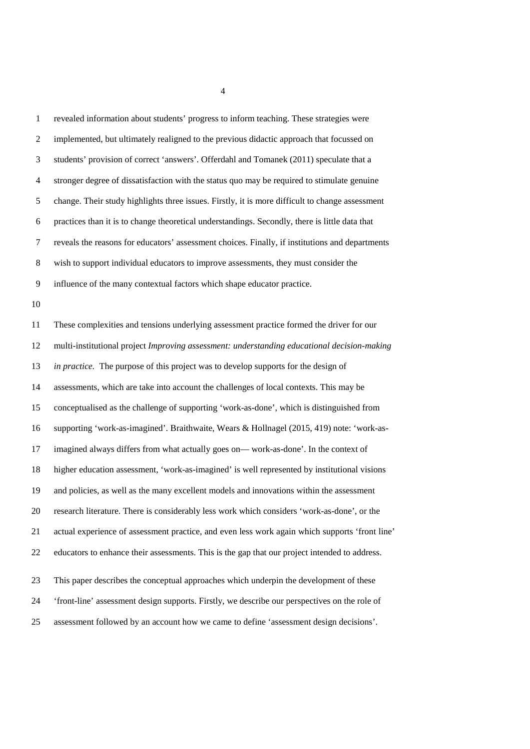revealed information about students' progress to inform teaching. These strategies were implemented, but ultimately realigned to the previous didactic approach that focussed on students' provision of correct 'answers'. Offerdahl and Tomanek (2011) speculate that a stronger degree of dissatisfaction with the status quo may be required to stimulate genuine change. Their study highlights three issues. Firstly, it is more difficult to change assessment practices than it is to change theoretical understandings. Secondly, there is little data that reveals the reasons for educators' assessment choices. Finally, if institutions and departments wish to support individual educators to improve assessments, they must consider the influence of the many contextual factors which shape educator practice.

These complexities and tensions underlying assessment practice formed the driver for our multi-institutional project *Improving assessment: understanding educational decision-making in practice.* The purpose of this project was to develop supports for the design of assessments, which are take into account the challenges of local contexts. This may be conceptualised as the challenge of supporting 'work-as-done', which is distinguished from supporting 'work-as-imagined'. Braithwaite, Wears & Hollnagel (2015, 419) note: 'work-as-imagined always differs from what actually goes on— work-as-done'. In the context of higher education assessment, 'work-as-imagined' is well represented by institutional visions and policies, as well as the many excellent models and innovations within the assessment research literature. There is considerably less work which considers 'work-as-done', or the actual experience of assessment practice, and even less work again which supports 'front line' educators to enhance their assessments. This is the gap that our project intended to address.

This paper describes the conceptual approaches which underpin the development of these 'front-line' assessment design supports. Firstly, we describe our perspectives on the role of assessment followed by an account how we came to define 'assessment design decisions'.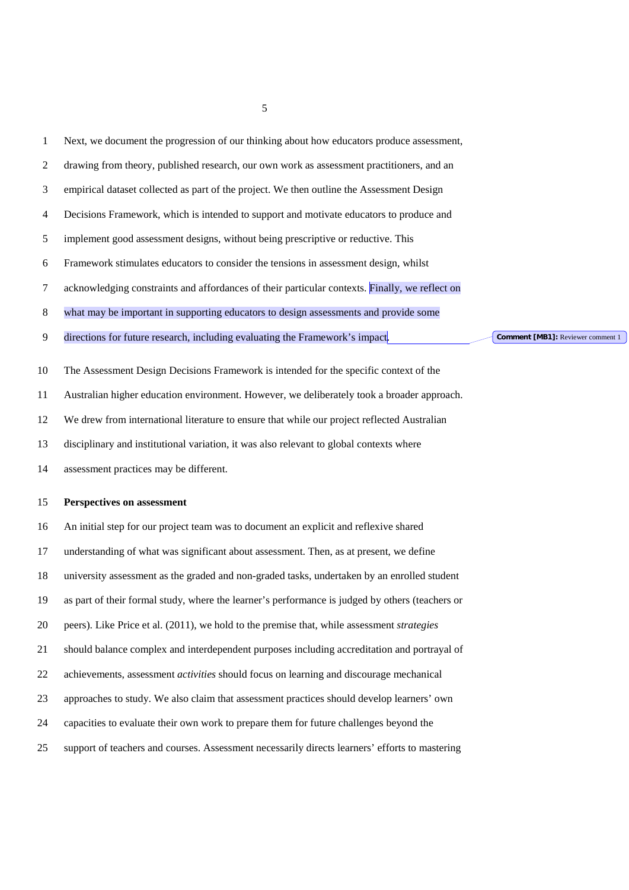Next, we document the progression of our thinking about how educators produce assessment, drawing from theory, published research, our own work as assessment practitioners, and an empirical dataset collected as part of the project. We then outline the Assessment Design Decisions Framework, which is intended to support and motivate educators to produce and implement good assessment designs, without being prescriptive or reductive. This Framework stimulates educators to consider the tensions in assessment design, whilst acknowledging constraints and affordances of their particular contexts. Finally, we reflect on what may be important in supporting educators to design assessments and provide some directions for future research, including evaluating the Framework's impact.

**Comment [MB1]:** Reviewer comment 1

The Assessment Design Decisions Framework is intended for the specific context of the Australian higher education environment. However, we deliberately took a broader approach. We drew from international literature to ensure that while our project reflected Australian disciplinary and institutional variation, it was also relevant to global contexts where assessment practices may be different.

## Perspectives on assessment

An initial step for our project team was to document an explicit and reflexive shared understanding of what was significant about assessment. Then, as at present, we define university assessment as the graded and non-graded tasks, undertaken by an enrolled student as part of their formal study, where the learner's performance is judged by others (teachers or peers). Like Price et al. (2011), we hold to the premise that, while assessment *strategies* should balance complex and interdependent purposes including accreditation and portrayal of achievements, assessment *activities* should focus on learning and discourage mechanical approaches to study. We also claim that assessment practices should develop learners' own capacities to evaluate their own work to prepare them for future challenges beyond the support of teachers and courses. Assessment necessarily directs learners' efforts to mastering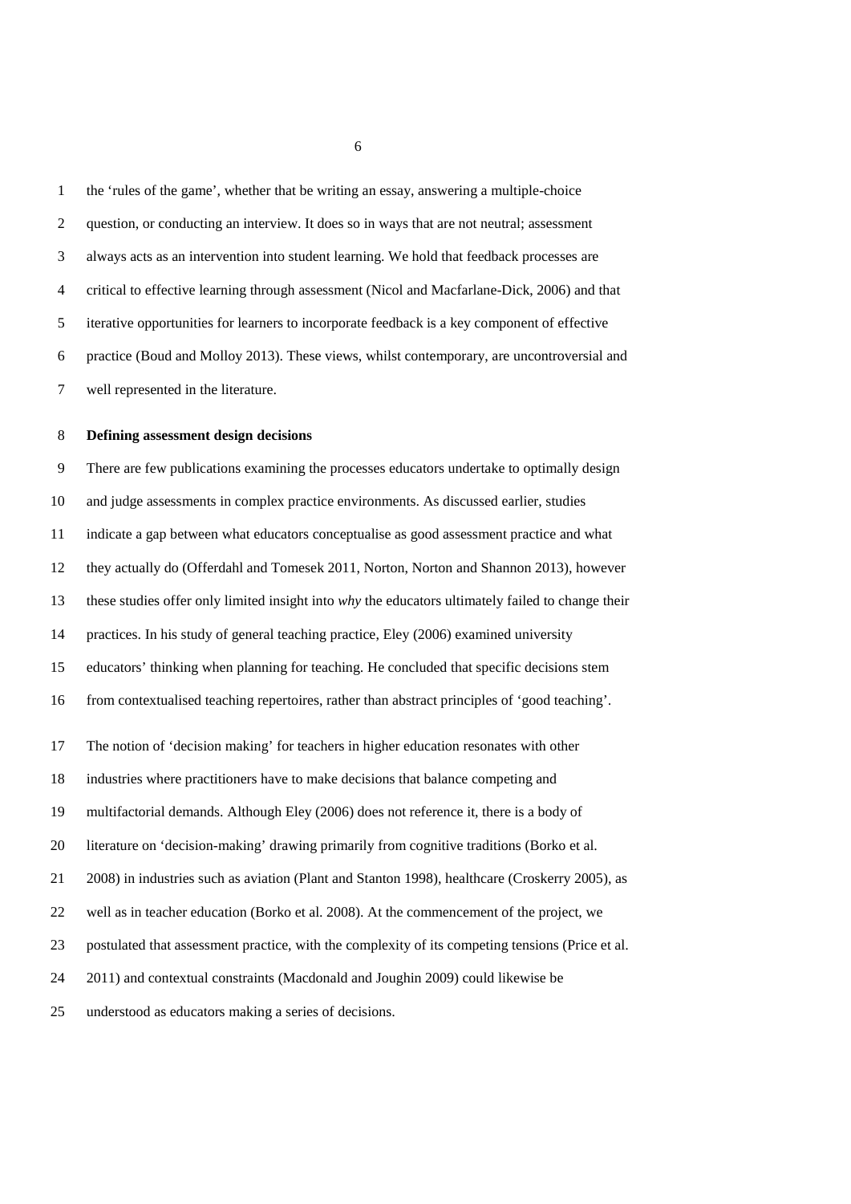the 'rules of the game', whether that be writing an essay, answering a multiple-choice question, or conducting an interview. It does so in ways that are not neutral; assessment always acts as an intervention into student learning. We hold that feedback processes are critical to effective learning through assessment (Nicol and Macfarlane-Dick, 2006) and that iterative opportunities for learners to incorporate feedback is a key component of effective practice (Boud and Molloy 2013). These views, whilst contemporary, are uncontroversial and well represented in the literature.

**Defining assessment design decisions**

There are few publications examining the processes educators undertake to optimally design and judge assessments in complex practice environments. As discussed earlier, studies indicate a gap between what educators conceptualise as good assessment practice and what they actually do (Offerdahl and Tomesek 2011, Norton, Norton and Shannon 2013), however these studies offer only limited insight into *why* the educators ultimately failed to change their practices. In his study of general teaching practice, Eley (2006) examined university educators' thinking when planning for teaching. He concluded that specific decisions stem from contextualised teaching repertoires, rather than abstract principles of 'good teaching'.

The notion of 'decision making' for teachers in higher education resonates with other industries where practitioners have to make decisions that balance competing and multifactorial demands. Although Eley (2006) does not reference it, there is a body of literature on 'decision-making' drawing primarily from cognitive traditions (Borko et al. 2008) in industries such as aviation (Plant and Stanton 1998), healthcare (Croskerry 2005), as well as in teacher education (Borko et al. 2008). At the commencement of the project, we postulated that assessment practice, with the complexity of its competing tensions (Price et al. 2011) and contextual constraints (Macdonald and Joughin 2009) could likewise be understood as educators making a series of decisions.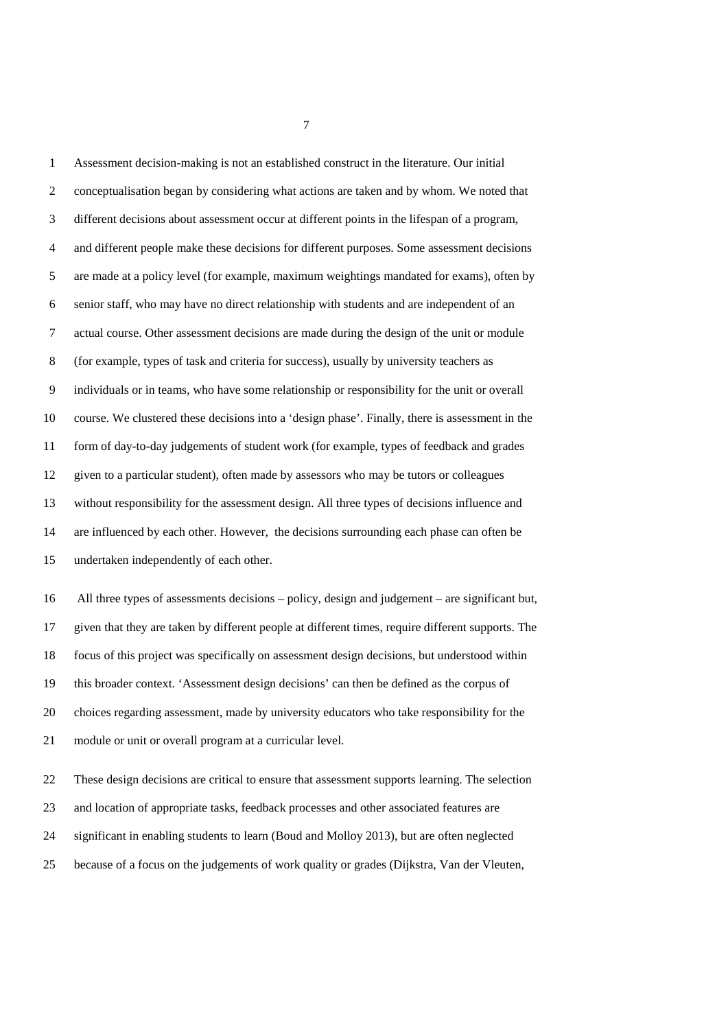Assessment decision-making is not an established construct in the literature. Our initial conceptualisation began by considering what actions are taken and by whom. We noted that different decisions about assessment occur at different points in the lifespan of a program, and different people make these decisions for different purposes. Some assessment decisions are made at a policy level (for example, maximum weightings mandated for exams), often by senior staff, who may have no direct relationship with students and are independent of an actual course. Other assessment decisions are made during the design of the unit or module (for example, types of task and criteria for success), usually by university teachers as individuals or in teams, who have some relationship or responsibility for the unit or overall course. We clustered these decisions into a 'design phase'. Finally, there is assessment in the form of day-to-day judgements of student work (for example, types of feedback and grades given to a particular student), often made by assessors who may be tutors or colleagues without responsibility for the assessment design. All three types of decisions influence and are influenced by each other. However, the decisions surrounding each phase can often be undertaken independently of each other.

All three types of assessments decisions – policy, design and judgement – are significant but, given that they are taken by different people at different times, require different supports. The focus of this project was specifically on assessment design decisions, but understood within this broader context. 'Assessment design decisions' can then be defined as the corpus of choices regarding assessment, made by university educators who take responsibility for the module or unit or overall program at a curricular level.

These design decisions are critical to ensure that assessment supports learning. The selection and location of appropriate tasks, feedback processes and other associated features are significant in enabling students to learn (Boud and Molloy 2013), but are often neglected because of a focus on the judgements of work quality or grades (Dijkstra, Van der Vleuten,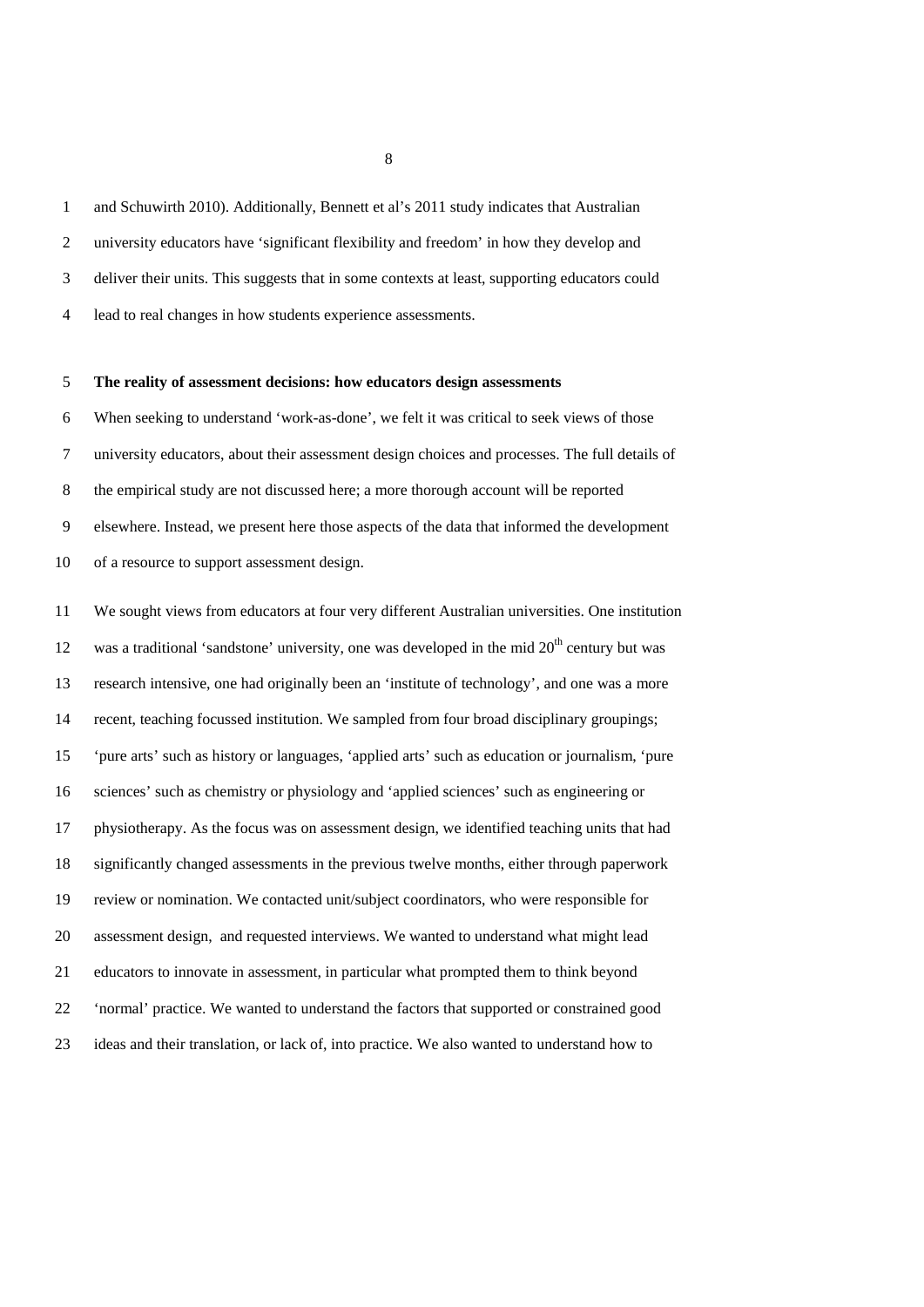and Schuwirth 2010). Additionally, Bennett et al's 2011 study indicates that Australian university educators have 'significant flexibility and freedom' in how they develop and deliver their units. This suggests that in some contexts at least, supporting educators could lead to real changes in how students experience assessments.

**The reality of assessment decisions: how educators design assessments**

When seeking to understand 'work-as-done', we felt it was critical to seek views of those university educators, about their assessment design choices and processes. The full details of the empirical study are not discussed here; a more thorough account will be reported elsewhere. Instead, we present here those aspects of the data that informed the development of a resource to support assessment design.

We sought views from educators at four very different Australian universities. One institution was a traditional 'sandstone' university, one was developed in the mid 20th century but was research intensive, one had originally been an 'institute of technology', and one was a more recent, teaching focussed institution. We sampled from four broad disciplinary groupings; 'pure arts' such as history or languages, 'applied arts' such as education or journalism, 'pure sciences' such as chemistry or physiology and 'applied sciences' such as engineering or physiotherapy. As the focus was on assessment design, we identified teaching units that had significantly changed assessments in the previous twelve months, either through paperwork review or nomination. We contacted unit/subject coordinators, who were responsible for assessment design, and requested interviews. We wanted to understand what might lead educators to innovate in assessment, in particular what prompted them to think beyond 'normal' practice. We wanted to understand the factors that supported or constrained good ideas and their translation, or lack of, into practice. We also wanted to understand how to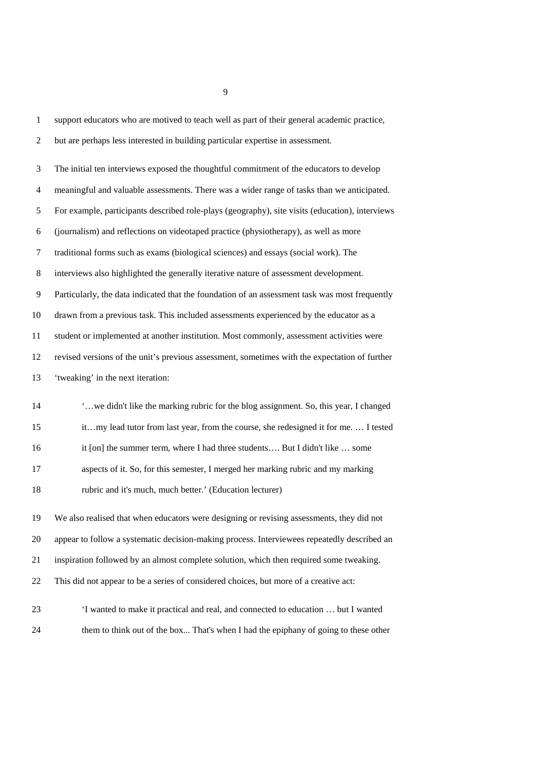support educators who are motived to teach well as part of their general academic practice, but are perhaps less interested in building particular expertise in assessment.

The initial ten interviews exposed the thoughtful commitment of the educators to develop meaningful and valuable assessments. There was a wider range of tasks than we anticipated. For example, participants described role-plays (geography), site visits (education), interviews (journalism) and reflections on videotaped practice (physiotherapy), as well as more traditional forms such as exams (biological sciences) and essays (social work). The interviews also highlighted the generally iterative nature of assessment development. Particularly, the data indicated that the foundation of an assessment task was most frequently drawn from a previous task. This included assessments experienced by the educator as a student or implemented at another institution. Most commonly, assessment activities were revised versions of the unit's previous assessment, sometimes with the expectation of further 'tweaking' in the next iteration:

> '…we didn't like the marking rubric for the blog assignment. So, this year, I changed it…my lead tutor from last year, from the course, she redesigned it for me. … I tested it [on] the summer term, where I had three students…. But I didn't like … some aspects of it. So, for this semester, I merged her marking rubric and my marking rubric and it's much, much better.' (Education lecturer)

We also realised that when educators were designing or revising assessments, they did not appear to follow a systematic decision-making process. Interviewees repeatedly described an inspiration followed by an almost complete solution, which then required some tweaking. This did not appear to be a series of considered choices, but more of a creative act:

> 'I wanted to make it practical and real, and connected to education … but I wanted them to think out of the box... That's when I had the epiphany of going to these other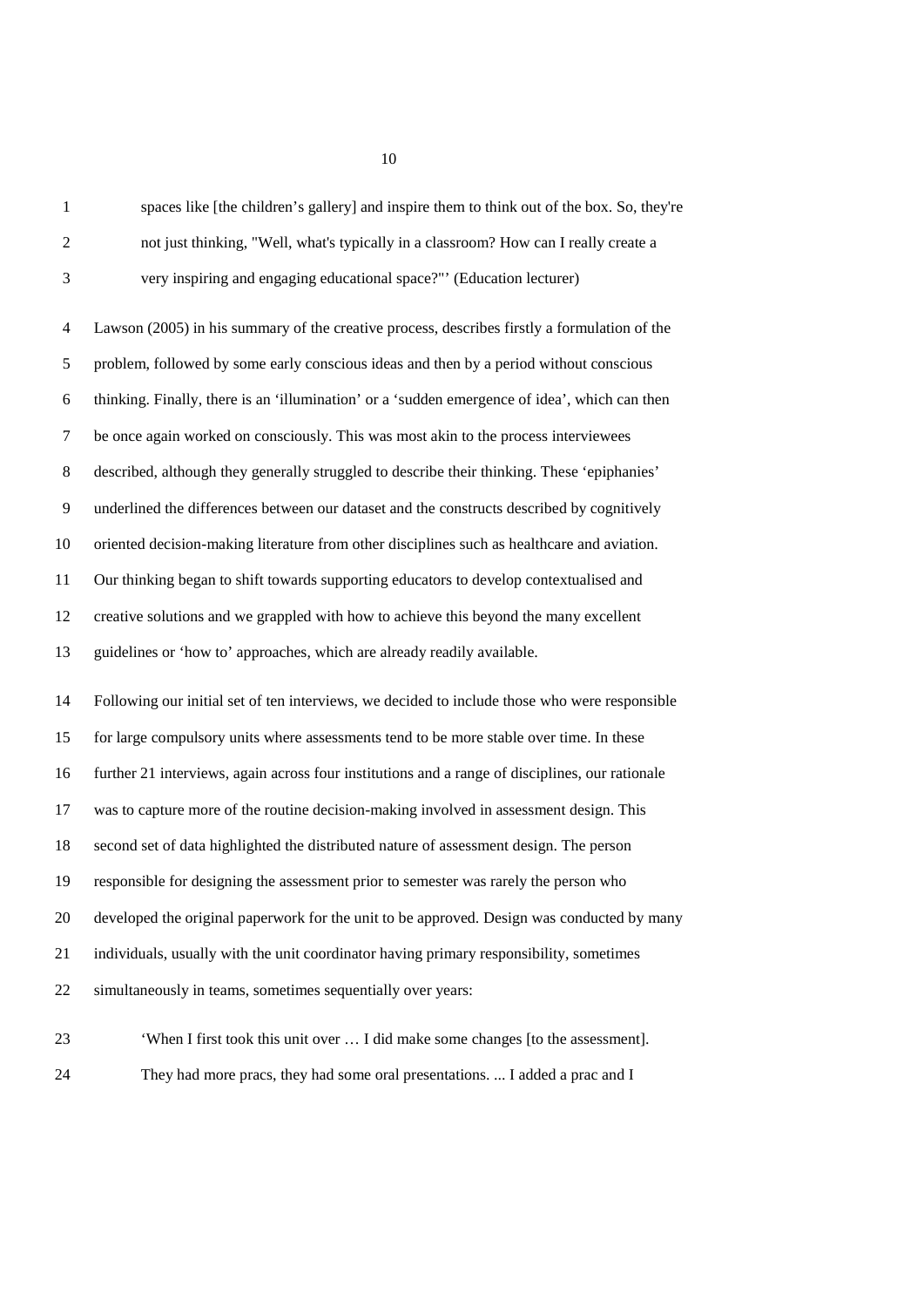> spaces like [the children's gallery] and inspire them to think out of the box. So, they're not just thinking, "Well, what's typically in a classroom? How can I really create a very inspiring and engaging educational space?"' (Education lecturer)

Lawson (2005) in his summary of the creative process, describes firstly a formulation of the problem, followed by some early conscious ideas and then by a period without conscious thinking. Finally, there is an 'illumination' or a 'sudden emergence of idea', which can then be once again worked on consciously. This was most akin to the process interviewees described, although they generally struggled to describe their thinking. These 'epiphanies' underlined the differences between our dataset and the constructs described by cognitively oriented decision-making literature from other disciplines such as healthcare and aviation. Our thinking began to shift towards supporting educators to develop contextualised and creative solutions and we grappled with how to achieve this beyond the many excellent guidelines or 'how to' approaches, which are already readily available.

Following our initial set of ten interviews, we decided to include those who were responsible for large compulsory units where assessments tend to be more stable over time. In these further 21 interviews, again across four institutions and a range of disciplines, our rationale was to capture more of the routine decision-making involved in assessment design. This second set of data highlighted the distributed nature of assessment design. The person responsible for designing the assessment prior to semester was rarely the person who developed the original paperwork for the unit to be approved. Design was conducted by many individuals, usually with the unit coordinator having primary responsibility, sometimes simultaneously in teams, sometimes sequentially over years:

> 'When I first took this unit over … I did make some changes [to the assessment]. They had more pracs, they had some oral presentations. ... I added a prac and I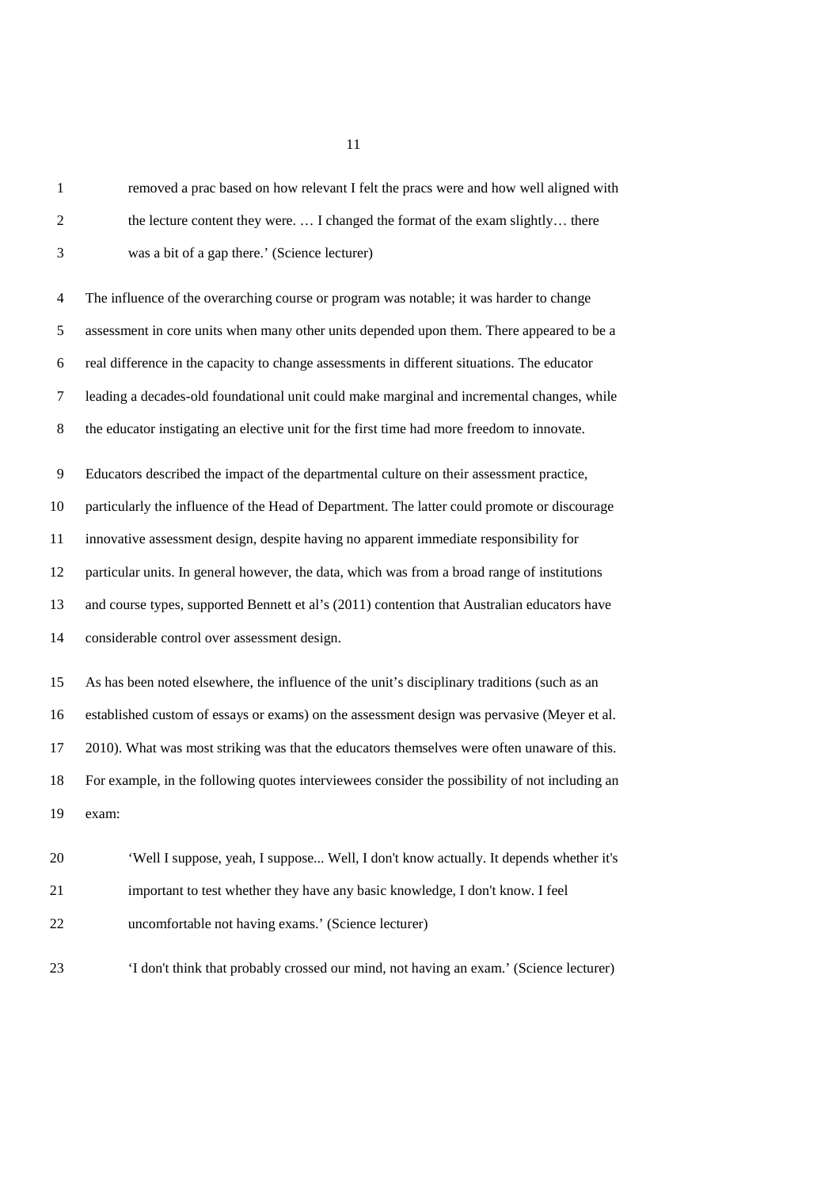> removed a prac based on how relevant I felt the pracs were and how well aligned with the lecture content they were. … I changed the format of the exam slightly… there was a bit of a gap there.' (Science lecturer)

The influence of the overarching course or program was notable; it was harder to change assessment in core units when many other units depended upon them. There appeared to be a real difference in the capacity to change assessments in different situations. The educator leading a decades-old foundational unit could make marginal and incremental changes, while the educator instigating an elective unit for the first time had more freedom to innovate.

Educators described the impact of the departmental culture on their assessment practice, particularly the influence of the Head of Department. The latter could promote or discourage innovative assessment design, despite having no apparent immediate responsibility for particular units. In general however, the data, which was from a broad range of institutions and course types, supported Bennett et al's (2011) contention that Australian educators have considerable control over assessment design.

As has been noted elsewhere, the influence of the unit's disciplinary traditions (such as an established custom of essays or exams) on the assessment design was pervasive (Meyer et al. 2010). What was most striking was that the educators themselves were often unaware of this. For example, in the following quotes interviewees consider the possibility of not including an exam:

> 'Well I suppose, yeah, I suppose... Well, I don't know actually. It depends whether it's important to test whether they have any basic knowledge, I don't know. I feel uncomfortable not having exams.' (Science lecturer)

> 'I don't think that probably crossed our mind, not having an exam.' (Science lecturer)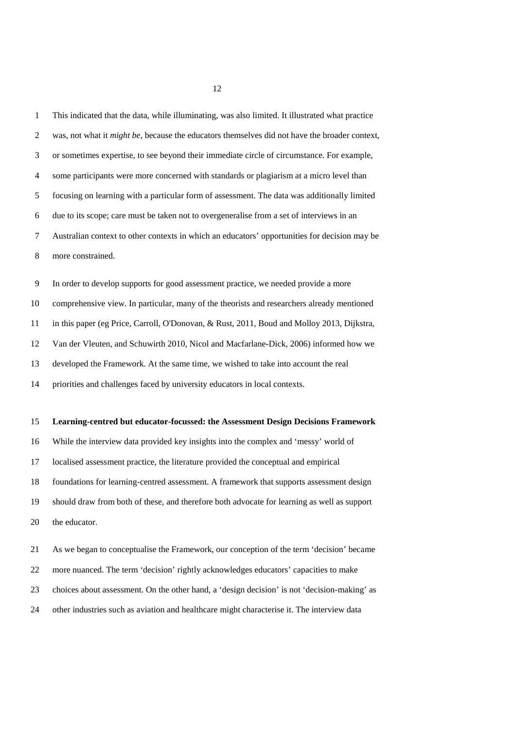This indicated that the data, while illuminating, was also limited. It illustrated what practice was, not what it *might be*, because the educators themselves did not have the broader context, or sometimes expertise, to see beyond their immediate circle of circumstance. For example, some participants were more concerned with standards or plagiarism at a micro level than focusing on learning with a particular form of assessment. The data was additionally limited due to its scope; care must be taken not to overgeneralise from a set of interviews in an Australian context to other contexts in which an educators' opportunities for decision may be more constrained.

In order to develop supports for good assessment practice, we needed provide a more comprehensive view. In particular, many of the theorists and researchers already mentioned in this paper (eg Price, Carroll, O'Donovan, & Rust, 2011, Boud and Molloy 2013, Dijkstra, Van der Vleuten, and Schuwirth 2010, Nicol and Macfarlane-Dick, 2006) informed how we developed the Framework. At the same time, we wished to take into account the real priorities and challenges faced by university educators in local contexts.

**Learning-centred but educator-focussed: the Assessment Design Decisions Framework**

While the interview data provided key insights into the complex and 'messy' world of localised assessment practice, the literature provided the conceptual and empirical foundations for learning-centred assessment. A framework that supports assessment design should draw from both of these, and therefore both advocate for learning as well as support the educator.

As we began to conceptualise the Framework, our conception of the term 'decision' became more nuanced. The term 'decision' rightly acknowledges educators' capacities to make choices about assessment. On the other hand, a 'design decision' is not 'decision-making' as other industries such as aviation and healthcare might characterise it. The interview data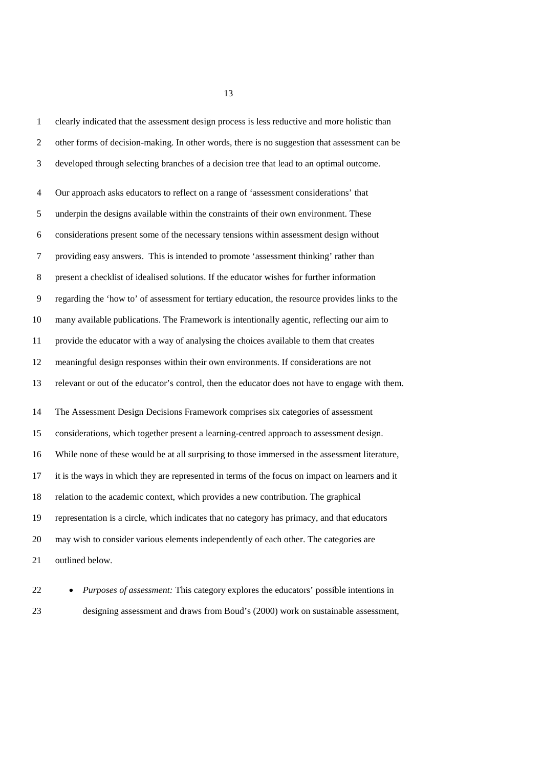clearly indicated that the assessment design process is less reductive and more holistic than other forms of decision-making. In other words, there is no suggestion that assessment can be developed through selecting branches of a decision tree that lead to an optimal outcome.

Our approach asks educators to reflect on a range of 'assessment considerations' that underpin the designs available within the constraints of their own environment. These considerations present some of the necessary tensions within assessment design without providing easy answers. This is intended to promote 'assessment thinking' rather than present a checklist of idealised solutions. If the educator wishes for further information regarding the 'how to' of assessment for tertiary education, the resource provides links to the many available publications. The Framework is intentionally agentic, reflecting our aim to provide the educator with a way of analysing the choices available to them that creates meaningful design responses within their own environments. If considerations are not relevant or out of the educator's control, then the educator does not have to engage with them.

The Assessment Design Decisions Framework comprises six categories of assessment considerations, which together present a learning-centred approach to assessment design. While none of these would be at all surprising to those immersed in the assessment literature, it is the ways in which they are represented in terms of the focus on impact on learners and it relation to the academic context, which provides a new contribution. The graphical representation is a circle, which indicates that no category has primacy, and that educators may wish to consider various elements independently of each other. The categories are outlined below.

- *Purposes of assessment:* This category explores the educators' possible intentions in designing assessment and draws from Boud's (2000) work on sustainable assessment,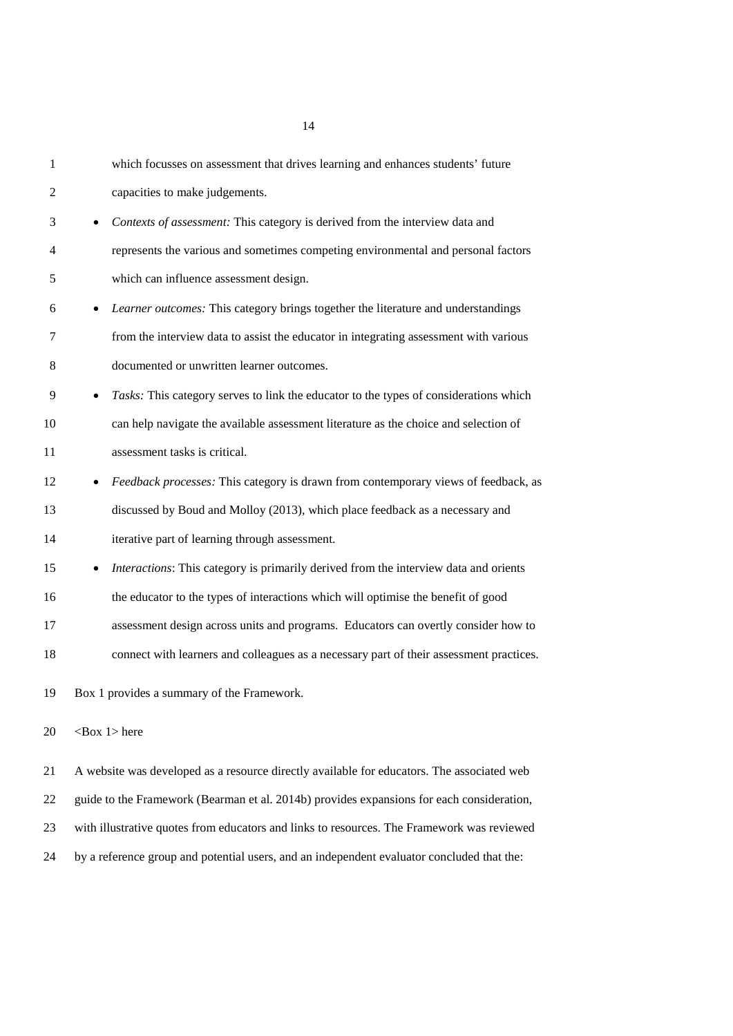which focusses on assessment that drives learning and enhances students' future capacities to make judgements.

- *Contexts of assessment:* This category is derived from the interview data and represents the various and sometimes competing environmental and personal factors which can influence assessment design.
- *Learner outcomes:* This category brings together the literature and understandings from the interview data to assist the educator in integrating assessment with various documented or unwritten learner outcomes.
- *Tasks:* This category serves to link the educator to the types of considerations which can help navigate the available assessment literature as the choice and selection of assessment tasks is critical.
- *Feedback processes:* This category is drawn from contemporary views of feedback, as discussed by Boud and Molloy (2013), which place feedback as a necessary and iterative part of learning through assessment.
- *Interactions*: This category is primarily derived from the interview data and orients the educator to the types of interactions which will optimise the benefit of good assessment design across units and programs. Educators can overtly consider how to connect with learners and colleagues as a necessary part of their assessment practices.

Box 1 provides a summary of the Framework.

<Box 1> here

A website was developed as a resource directly available for educators. The associated web guide to the Framework (Bearman et al. 2014b) provides expansions for each consideration, with illustrative quotes from educators and links to resources. The Framework was reviewed by a reference group and potential users, and an independent evaluator concluded that the: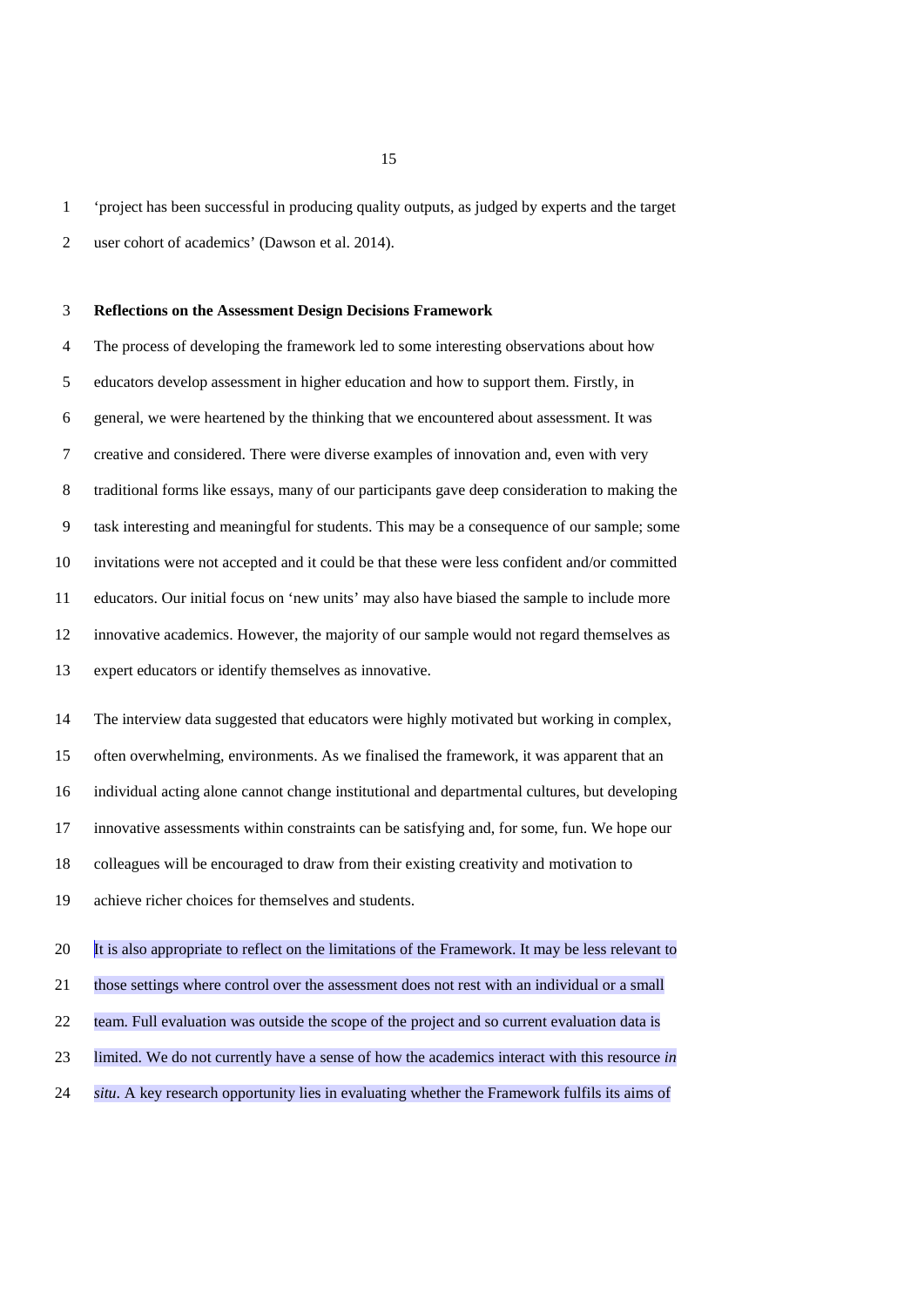'project has been successful in producing quality outputs, as judged by experts and the target user cohort of academics' (Dawson et al. 2014).

**Reflections on the Assessment Design Decisions Framework**

The process of developing the framework led to some interesting observations about how educators develop assessment in higher education and how to support them. Firstly, in general, we were heartened by the thinking that we encountered about assessment. It was creative and considered. There were diverse examples of innovation and, even with very traditional forms like essays, many of our participants gave deep consideration to making the task interesting and meaningful for students. This may be a consequence of our sample; some invitations were not accepted and it could be that these were less confident and/or committed educators. Our initial focus on 'new units' may also have biased the sample to include more innovative academics. However, the majority of our sample would not regard themselves as expert educators or identify themselves as innovative.

The interview data suggested that educators were highly motivated but working in complex, often overwhelming, environments. As we finalised the framework, it was apparent that an individual acting alone cannot change institutional and departmental cultures, but developing innovative assessments within constraints can be satisfying and, for some, fun. We hope our colleagues will be encouraged to draw from their existing creativity and motivation to achieve richer choices for themselves and students.

It is also appropriate to reflect on the limitations of the Framework. It may be less relevant to those settings where control over the assessment does not rest with an individual or a small team. Full evaluation was outside the scope of the project and so current evaluation data is limited. We do not currently have a sense of how the academics interact with this resource *in situ*. A key research opportunity lies in evaluating whether the Framework fulfils its aims of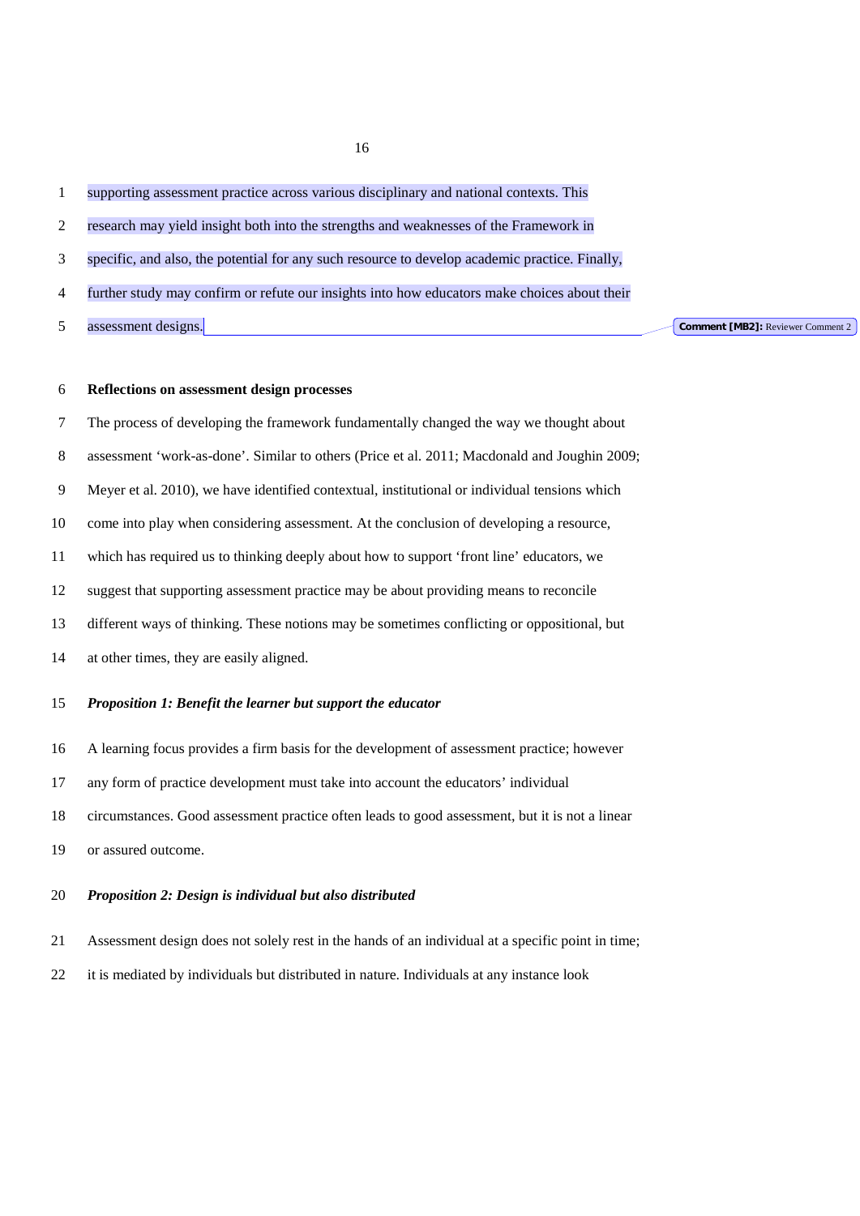supporting assessment practice across various disciplinary and national contexts. This research may yield insight both into the strengths and weaknesses of the Framework in specific, and also, the potential for any such resource to develop academic practice. Finally, further study may confirm or refute our insights into how educators make choices about their assessment designs.

**Comment [MB2]:** Reviewer Comment 2

**Reflections on assessment design processes**

The process of developing the framework fundamentally changed the way we thought about assessment 'work-as-done'. Similar to others (Price et al. 2011; Macdonald and Joughin 2009; Meyer et al. 2010), we have identified contextual, institutional or individual tensions which come into play when considering assessment. At the conclusion of developing a resource, which has required us to thinking deeply about how to support 'front line' educators, we suggest that supporting assessment practice may be about providing means to reconcile different ways of thinking. These notions may be sometimes conflicting or oppositional, but at other times, they are easily aligned.

***Proposition 1: Benefit the learner but support the educator***

A learning focus provides a firm basis for the development of assessment practice; however any form of practice development must take into account the educators' individual circumstances. Good assessment practice often leads to good assessment, but it is not a linear or assured outcome.

***Proposition 2: Design is individual but also distributed***

Assessment design does not solely rest in the hands of an individual at a specific point in time; it is mediated by individuals but distributed in nature. Individuals at any instance look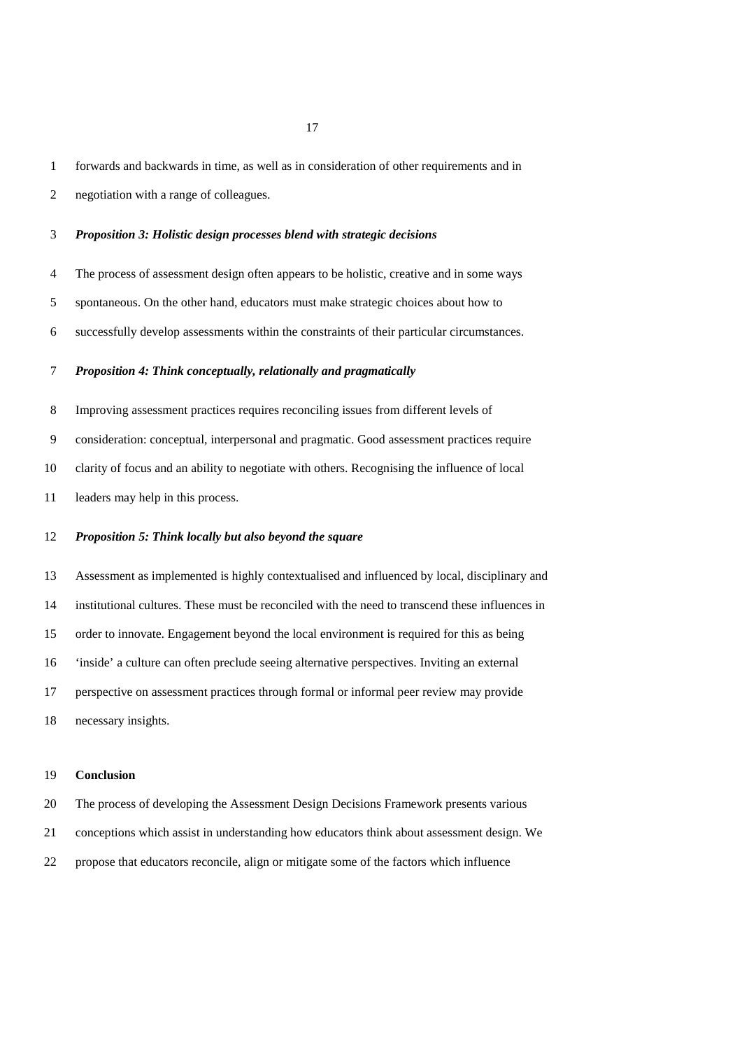forwards and backwards in time, as well as in consideration of other requirements and in negotiation with a range of colleagues.

***Proposition 3: Holistic design processes blend with strategic decisions***

The process of assessment design often appears to be holistic, creative and in some ways spontaneous. On the other hand, educators must make strategic choices about how to successfully develop assessments within the constraints of their particular circumstances.

***Proposition 4: Think conceptually, relationally and pragmatically***

Improving assessment practices requires reconciling issues from different levels of consideration: conceptual, interpersonal and pragmatic. Good assessment practices require clarity of focus and an ability to negotiate with others. Recognising the influence of local leaders may help in this process.

***Proposition 5: Think locally but also beyond the square***

Assessment as implemented is highly contextualised and influenced by local, disciplinary and institutional cultures. These must be reconciled with the need to transcend these influences in order to innovate. Engagement beyond the local environment is required for this as being 'inside' a culture can often preclude seeing alternative perspectives. Inviting an external perspective on assessment practices through formal or informal peer review may provide necessary insights.

## Conclusion

The process of developing the Assessment Design Decisions Framework presents various conceptions which assist in understanding how educators think about assessment design. We propose that educators reconcile, align or mitigate some of the factors which influence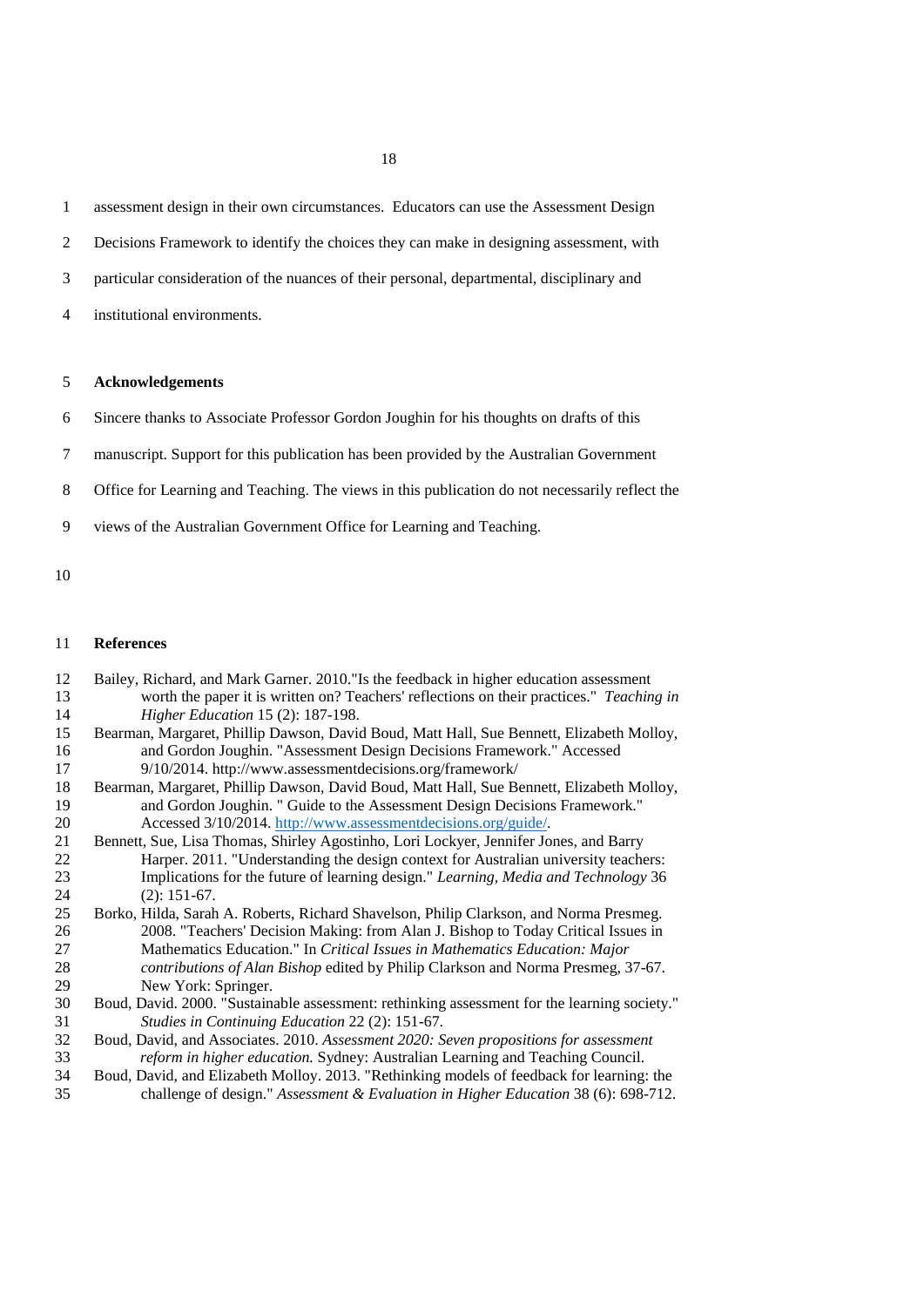assessment design in their own circumstances. Educators can use the Assessment Design Decisions Framework to identify the choices they can make in designing assessment, with particular consideration of the nuances of their personal, departmental, disciplinary and institutional environments.

## Acknowledgements

Sincere thanks to Associate Professor Gordon Joughin for his thoughts on drafts of this manuscript. Support for this publication has been provided by the Australian Government Office for Learning and Teaching. The views in this publication do not necessarily reflect the views of the Australian Government Office for Learning and Teaching.

## References

Bailey, Richard, and Mark Garner. 2010."Is the feedback in higher education assessment worth the paper it is written on? Teachers' reflections on their practices." *Teaching in Higher Education* 15 (2): 187-198.

Bearman, Margaret, Phillip Dawson, David Boud, Matt Hall, Sue Bennett, Elizabeth Molloy, and Gordon Joughin. "Assessment Design Decisions Framework." Accessed 9/10/2014. http://www.assessmentdecisions.org/framework/

Bearman, Margaret, Phillip Dawson, David Boud, Matt Hall, Sue Bennett, Elizabeth Molloy, and Gordon Joughin. " Guide to the Assessment Design Decisions Framework." Accessed 3/10/2014. http://www.assessmentdecisions.org/guide/.

Bennett, Sue, Lisa Thomas, Shirley Agostinho, Lori Lockyer, Jennifer Jones, and Barry Harper. 2011. "Understanding the design context for Australian university teachers: Implications for the future of learning design." *Learning, Media and Technology* 36 (2): 151-67.

Borko, Hilda, Sarah A. Roberts, Richard Shavelson, Philip Clarkson, and Norma Presmeg. 2008. "Teachers' Decision Making: from Alan J. Bishop to Today Critical Issues in Mathematics Education." In *Critical Issues in Mathematics Education: Major contributions of Alan Bishop* edited by Philip Clarkson and Norma Presmeg, 37-67. New York: Springer.

Boud, David. 2000. "Sustainable assessment: rethinking assessment for the learning society." *Studies in Continuing Education* 22 (2): 151-67.

Boud, David, and Associates. 2010. *Assessment 2020: Seven propositions for assessment reform in higher education.* Sydney: Australian Learning and Teaching Council.

Boud, David, and Elizabeth Molloy. 2013. "Rethinking models of feedback for learning: the challenge of design." *Assessment & Evaluation in Higher Education* 38 (6): 698-712.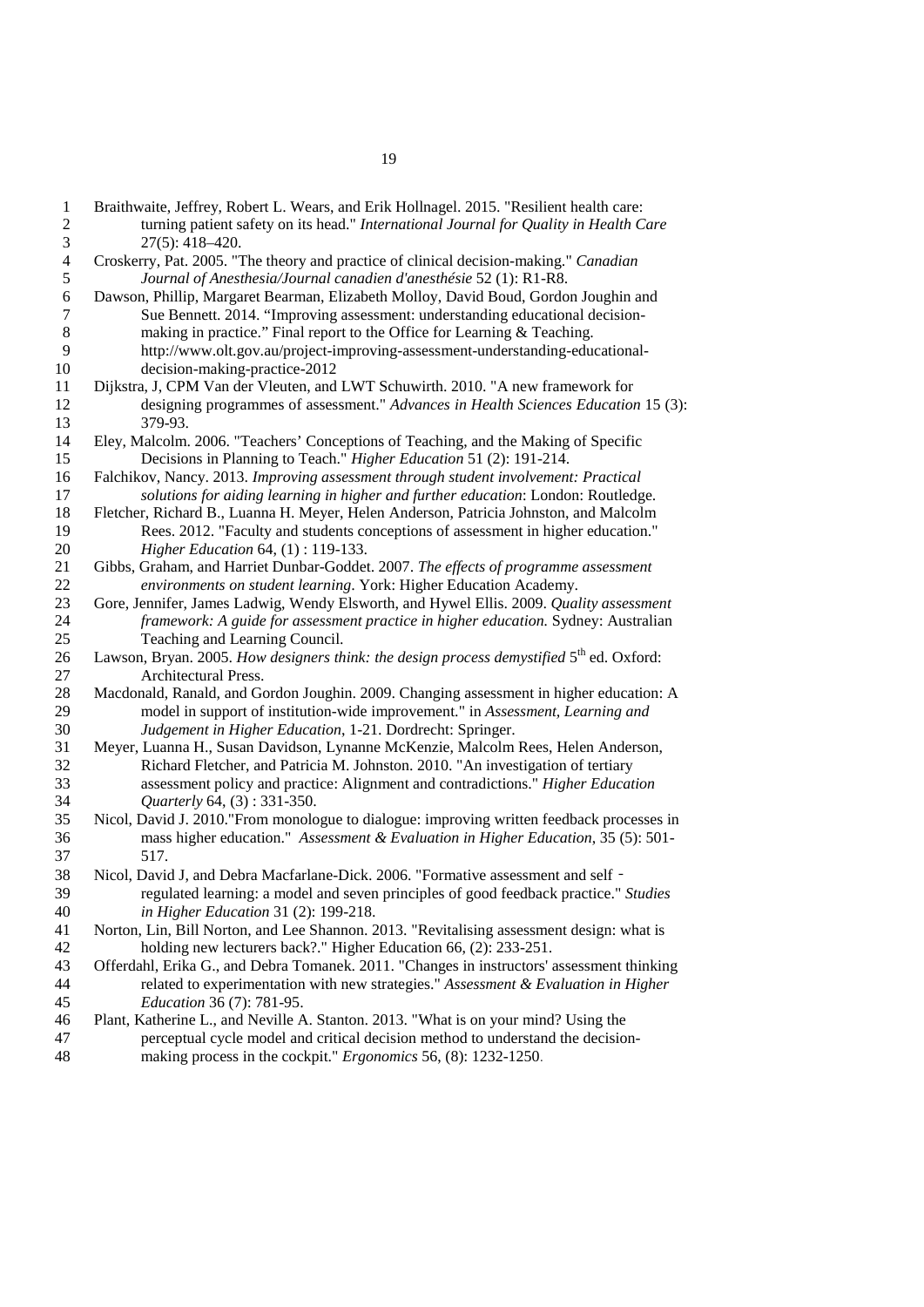Braithwaite, Jeffrey, Robert L. Wears, and Erik Hollnagel. 2015. "Resilient health care: turning patient safety on its head." *International Journal for Quality in Health Care* 27(5): 418–420.

Croskerry, Pat. 2005. "The theory and practice of clinical decision-making." *Canadian Journal of Anesthesia/Journal canadien d'anesthésie* 52 (1): R1-R8.

Dawson, Phillip, Margaret Bearman, Elizabeth Molloy, David Boud, Gordon Joughin and Sue Bennett. 2014. "Improving assessment: understanding educational decision-making in practice." Final report to the Office for Learning & Teaching. http://www.olt.gov.au/project-improving-assessment-understanding-educational-decision-making-practice-2012

Dijkstra, J, CPM Van der Vleuten, and LWT Schuwirth. 2010. "A new framework for designing programmes of assessment." *Advances in Health Sciences Education* 15 (3): 379-93.

Eley, Malcolm. 2006. "Teachers' Conceptions of Teaching, and the Making of Specific Decisions in Planning to Teach." *Higher Education* 51 (2): 191-214.

Falchikov, Nancy. 2013. *Improving assessment through student involvement: Practical solutions for aiding learning in higher and further education*: London: Routledge.

Fletcher, Richard B., Luanna H. Meyer, Helen Anderson, Patricia Johnston, and Malcolm Rees. 2012. "Faculty and students conceptions of assessment in higher education." *Higher Education* 64, (1) : 119-133.

Gibbs, Graham, and Harriet Dunbar-Goddet. 2007. *The effects of programme assessment environments on student learning*. York: Higher Education Academy.

Gore, Jennifer, James Ladwig, Wendy Elsworth, and Hywel Ellis. 2009. *Quality assessment framework: A guide for assessment practice in higher education.* Sydney: Australian Teaching and Learning Council.

Lawson, Bryan. 2005. *How designers think: the design process demystified* 5th ed. Oxford: Architectural Press.

Macdonald, Ranald, and Gordon Joughin. 2009. Changing assessment in higher education: A model in support of institution-wide improvement." in *Assessment, Learning and Judgement in Higher Education*, 1-21. Dordrecht: Springer.

Meyer, Luanna H., Susan Davidson, Lynanne McKenzie, Malcolm Rees, Helen Anderson, Richard Fletcher, and Patricia M. Johnston. 2010. "An investigation of tertiary assessment policy and practice: Alignment and contradictions." *Higher Education Quarterly* 64, (3) : 331-350.

Nicol, David J. 2010."From monologue to dialogue: improving written feedback processes in mass higher education." *Assessment & Evaluation in Higher Education*, 35 (5): 501-517.

Nicol, David J, and Debra Macfarlane-Dick. 2006. "Formative assessment and self‐regulated learning: a model and seven principles of good feedback practice." *Studies in Higher Education* 31 (2): 199-218.

Norton, Lin, Bill Norton, and Lee Shannon. 2013. "Revitalising assessment design: what is holding new lecturers back?." Higher Education 66, (2): 233-251.

Offerdahl, Erika G., and Debra Tomanek. 2011. "Changes in instructors' assessment thinking related to experimentation with new strategies." *Assessment & Evaluation in Higher Education* 36 (7): 781-95.

Plant, Katherine L., and Neville A. Stanton. 2013. "What is on your mind? Using the perceptual cycle model and critical decision method to understand the decision-making process in the cockpit." *Ergonomics* 56, (8): 1232-1250.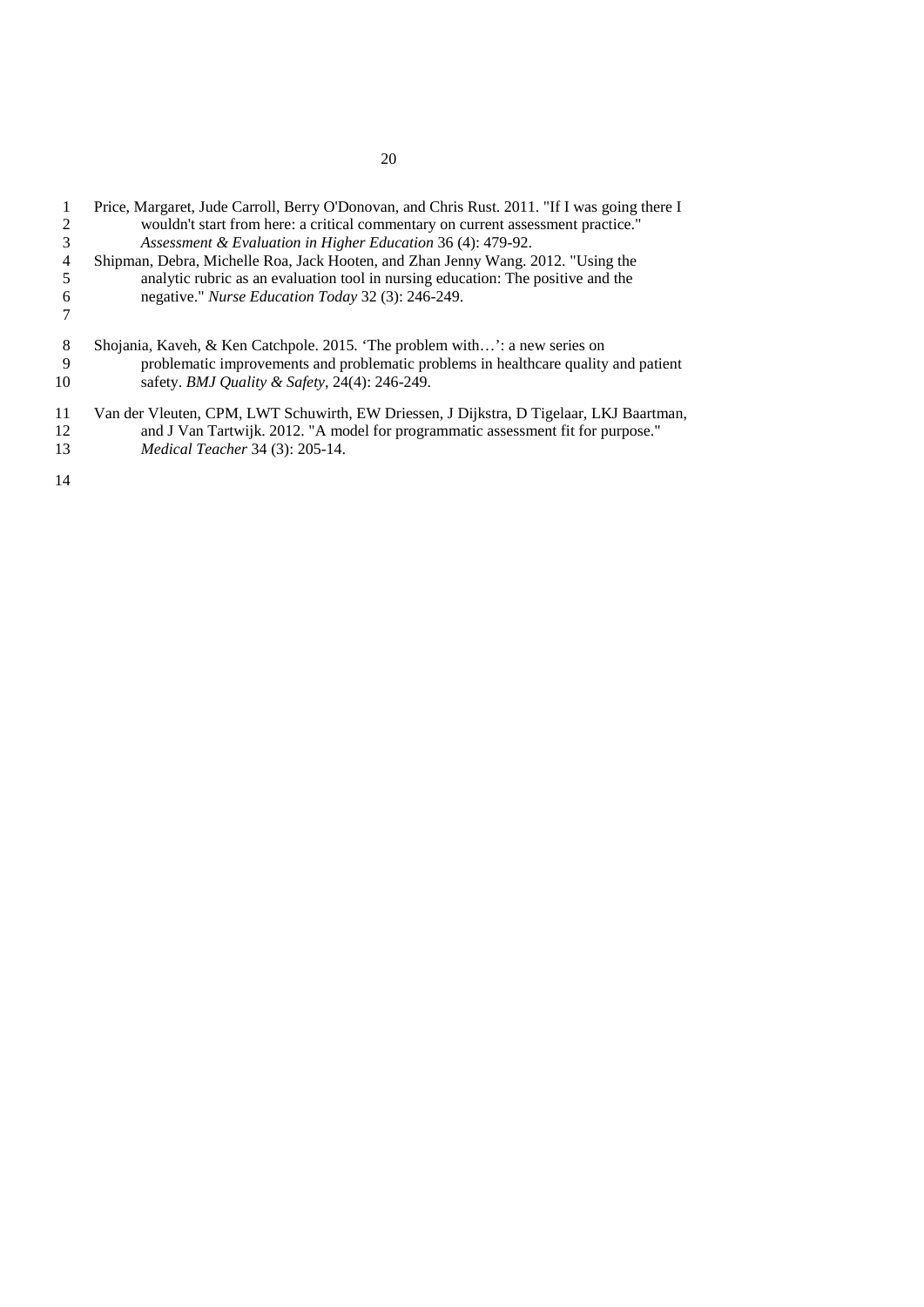Price, Margaret, Jude Carroll, Berry O'Donovan, and Chris Rust. 2011. "If I was going there I wouldn't start from here: a critical commentary on current assessment practice." *Assessment & Evaluation in Higher Education* 36 (4): 479-92.

Shipman, Debra, Michelle Roa, Jack Hooten, and Zhan Jenny Wang. 2012. "Using the analytic rubric as an evaluation tool in nursing education: The positive and the negative." *Nurse Education Today* 32 (3): 246-249.

Shojania, Kaveh, & Ken Catchpole. 2015. 'The problem with…': a new series on problematic improvements and problematic problems in healthcare quality and patient safety. *BMJ Quality & Safety*, 24(4): 246-249.

Van der Vleuten, CPM, LWT Schuwirth, EW Driessen, J Dijkstra, D Tigelaar, LKJ Baartman, and J Van Tartwijk. 2012. "A model for programmatic assessment fit for purpose." *Medical Teacher* 34 (3): 205-14.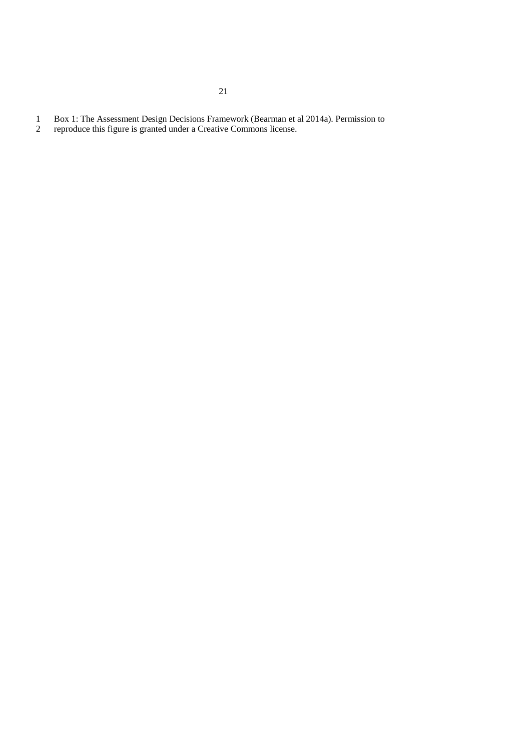Box 1: The Assessment Design Decisions Framework (Bearman et al 2014a). Permission to reproduce this figure is granted under a Creative Commons license.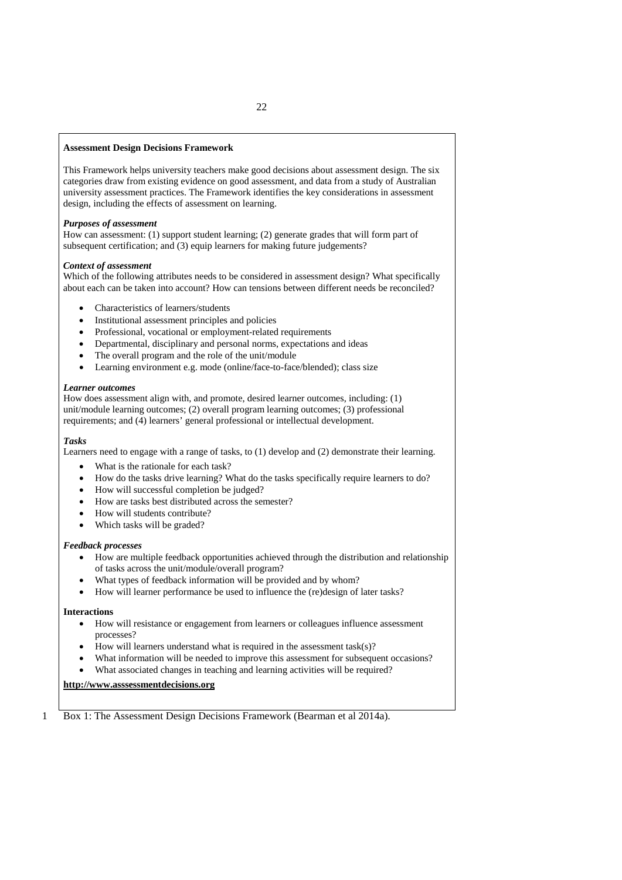**Assessment Design Decisions Framework**

This Framework helps university teachers make good decisions about assessment design. The six categories draw from existing evidence on good assessment, and data from a study of Australian university assessment practices. The Framework identifies the key considerations in assessment design, including the effects of assessment on learning.

***Purposes of assessment***
How can assessment: (1) support student learning; (2) generate grades that will form part of subsequent certification; and (3) equip learners for making future judgements?

***Context of assessment***
Which of the following attributes needs to be considered in assessment design? What specifically about each can be taken into account? How can tensions between different needs be reconciled?

- Characteristics of learners/students
- Institutional assessment principles and policies
- Professional, vocational or employment-related requirements
- Departmental, disciplinary and personal norms, expectations and ideas
- The overall program and the role of the unit/module
- Learning environment e.g. mode (online/face-to-face/blended); class size

***Learner outcomes***
How does assessment align with, and promote, desired learner outcomes, including: (1) unit/module learning outcomes; (2) overall program learning outcomes; (3) professional requirements; and (4) learners' general professional or intellectual development.

***Tasks***
Learners need to engage with a range of tasks, to (1) develop and (2) demonstrate their learning.

- What is the rationale for each task?
- How do the tasks drive learning? What do the tasks specifically require learners to do?
- How will successful completion be judged?
- How are tasks best distributed across the semester?
- How will students contribute?
- Which tasks will be graded?

***Feedback processes***

- How are multiple feedback opportunities achieved through the distribution and relationship of tasks across the unit/module/overall program?
- What types of feedback information will be provided and by whom?
- How will learner performance be used to influence the (re)design of later tasks?

**Interactions**

- How will resistance or engagement from learners or colleagues influence assessment processes?
- How will learners understand what is required in the assessment task(s)?
- What information will be needed to improve this assessment for subsequent occasions?
- What associated changes in teaching and learning activities will be required?

**http://www.asssessmentdecisions.org**

Box 1: The Assessment Design Decisions Framework (Bearman et al 2014a).